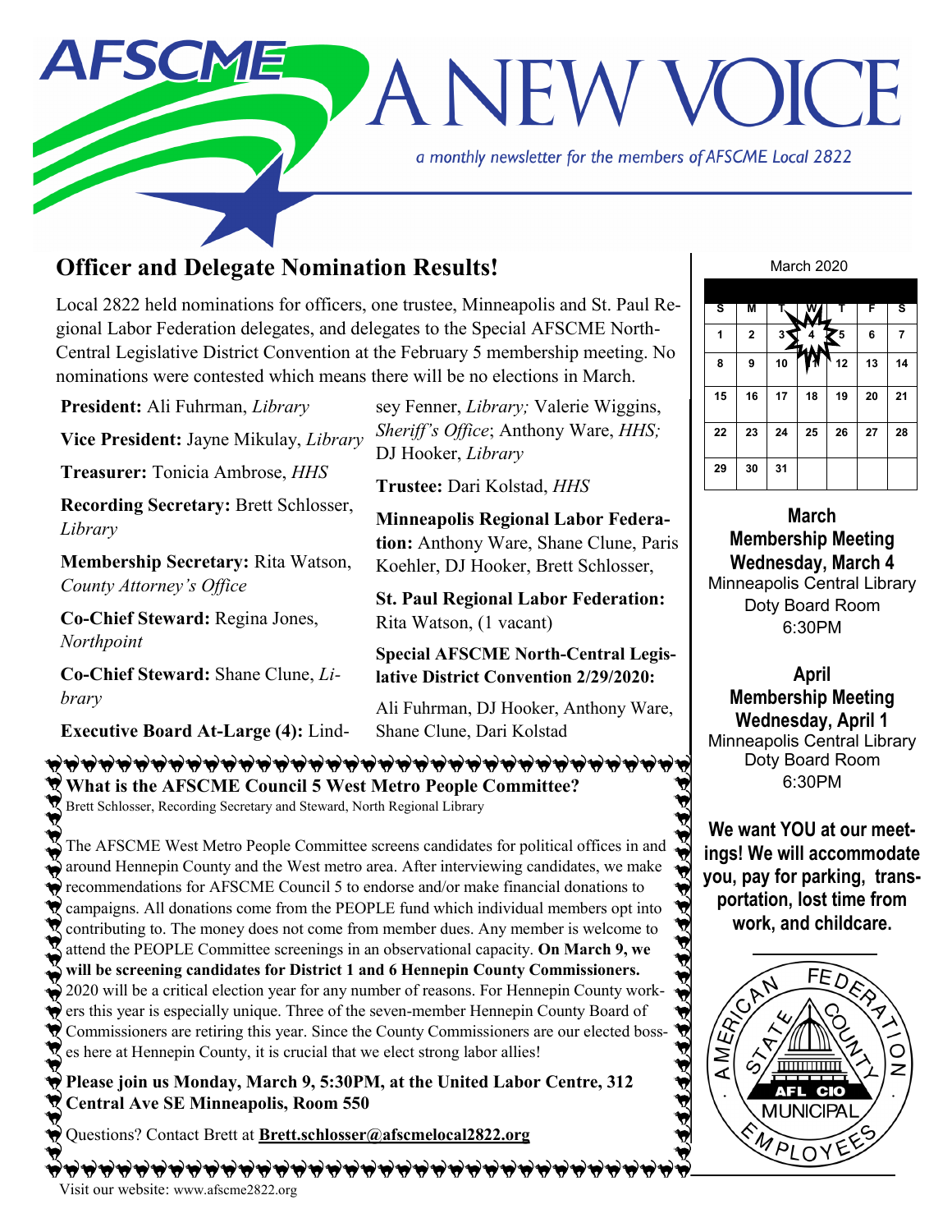# A NEW VOICE

*a monthly newsletter for the members of AFSCME Local 2822*

## Officer and Delegate Nomination Results!

Local 2822 held nominations for officers, one trustee, Minneapolis and St. Paul Regional Labor Federation delegates, and delegates to the Special AFSCME North-Central Legislative District Convention at the February 5 membership meeting. No nominations were contested which means there will be no elections in March.

**President:** Ali Fuhrman, *Library*

**Vice President:** Jayne Mikulay, *Library*

**Treasurer:** Tonicia Ambrose, *HHS*

**Recording Secretary:** Brett Schlosser, *Library*

**Membership Secretary:** Rita Watson, *County Attorney's Office*

**Co-Chief Steward:** Regina Jones, *Northpoint*

**Co-Chief Steward:** Shane Clune, *Library*

**Executive Board At-Large (4):** Lindsey Fenner, *Library;* Valerie Wiggins, *Sheriff's Office*; Anthony Ware, *HHS;* DJ Hooker, *Library*

**Trustee:** Dari Kolstad, *HHS*

**Minneapolis Regional Labor Federation:** Anthony Ware, Shane Clune, Paris Koehler, DJ Hooker, Brett Schlosser,

**St. Paul Regional Labor Federation:** Rita Watson, (1 vacant)

**Special AFSCME North-Central Legislative District Convention 2/29/2020:**

Ali Fuhrman, DJ Hooker, Anthony Ware, Shane Clune, Dari Kolstad

### What is the AFSCME Council 5 West Metro People Committee?

Brett Schlosser, Recording Secretary and Steward, North Regional Library

The AFSCME West Metro People Committee screens candidates for political offices in and around Hennepin County and the West metro area. After interviewing candidates, we make recommendations for AFSCME Council 5 to endorse and/or make financial donations to campaigns. All donations come from the PEOPLE fund which individual members opt into contributing to. The money does not come from member dues. Any member is welcome to attend the PEOPLE Committee screenings in an observational capacity. **On March 9, we will be screening candidates for District 1 and 6 Hennepin County Commissioners.** 2020 will be a critical election year for any number of reasons. For Hennepin County workers this year is especially unique. Three of the seven-member Hennepin County Board of Commissioners are retiring this year. Since the County Commissioners are our elected bosses here at Hennepin County, it is crucial that we elect strong labor allies!

**Please join us Monday, March 9, 5:30PM, at the United Labor Centre, 312 Central Ave SE Minneapolis, Room 550**

Questions? Contact Brett at **Brett.schlosser@afscmelocal2822.org**

Visit our website: www.afscme2822.org

March 2020

| S | M | T | W | T | F | S |
|---|---|---|---|---|---|---|
| 1 | 2 | 3 | 4 | 5 | 6 | 7 |
| 8 | 9 | 10 | 11 | 12 | 13 | 14 |
| 15 | 16 | 17 | 18 | 19 | 20 | 21 |
| 22 | 23 | 24 | 25 | 26 | 27 | 28 |
| 29 | 30 | 31 | | | | |

**March Membership Meeting Wednesday, March 4**
Minneapolis Central Library
Doty Board Room
6:30PM

**April Membership Meeting Wednesday, April 1**
Minneapolis Central Library
Doty Board Room
6:30PM

**We want YOU at our meetings! We will accommodate you, pay for parking, transportation, lost time from work, and childcare.**

AMERICAN FEDERATION STATE COUNTY MUNICIPAL EMPLOYEES AFL CIO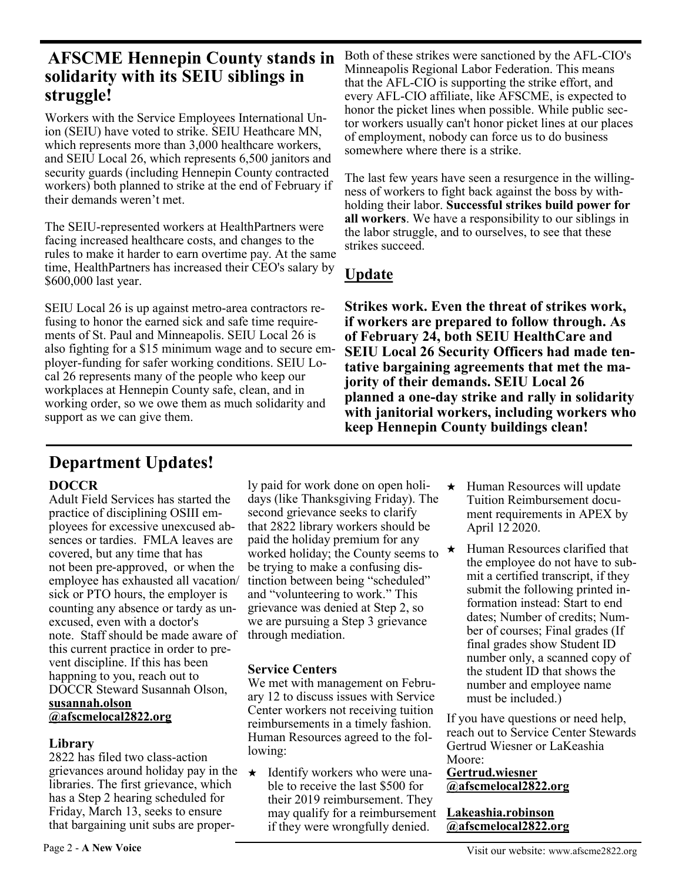## AFSCME Hennepin County stands in solidarity with its SEIU siblings in struggle!

Workers with the Service Employees International Union (SEIU) have voted to strike. SEIU Heathcare MN, which represents more than 3,000 healthcare workers, and SEIU Local 26, which represents 6,500 janitors and security guards (including Hennepin County contracted workers) both planned to strike at the end of February if their demands weren't met.

The SEIU-represented workers at HealthPartners were facing increased healthcare costs, and changes to the rules to make it harder to earn overtime pay. At the same time, HealthPartners has increased their CEO's salary by $600,000 last year.

SEIU Local 26 is up against metro-area contractors refusing to honor the earned sick and safe time requirements of St. Paul and Minneapolis. SEIU Local 26 is also fighting for a $15 minimum wage and to secure employer-funding for safer working conditions. SEIU Local 26 represents many of the people who keep our workplaces at Hennepin County safe, clean, and in working order, so we owe them as much solidarity and support as we can give them.

Both of these strikes were sanctioned by the AFL-CIO's Minneapolis Regional Labor Federation. This means that the AFL-CIO is supporting the strike effort, and every AFL-CIO affiliate, like AFSCME, is expected to honor the picket lines when possible. While public sector workers usually can't honor picket lines at our places of employment, nobody can force us to do business somewhere where there is a strike.

The last few years have seen a resurgence in the willingness of workers to fight back against the boss by withholding their labor. **Successful strikes build power for all workers**. We have a responsibility to our siblings in the labor struggle, and to ourselves, to see that these strikes succeed.

### Update

**Strikes work. Even the threat of strikes work, if workers are prepared to follow through. As of February 24, both SEIU HealthCare and SEIU Local 26 Security Officers had made tentative bargaining agreements that met the majority of their demands. SEIU Local 26 planned a one-day strike and rally in solidarity with janitorial workers, including workers who keep Hennepin County buildings clean!**

## Department Updates!

### DOCCR

Adult Field Services has started the practice of disciplining OSIII employees for excessive unexcused absences or tardies. FMLA leaves are covered, but any time that has not been pre-approved, or when the employee has exhausted all vacation/sick or PTO hours, the employer is counting any absence or tardy as unexcused, even with a doctor's note. Staff should be made aware of this current practice in order to prevent discipline. If this has been happning to you, reach out to DOCCR Steward Susannah Olson, **susannah.olson@afscmelocal2822.org**

### Library

2822 has filed two class-action grievances around holiday pay in the libraries. The first grievance, which has a Step 2 hearing scheduled for Friday, March 13, seeks to ensure that bargaining unit subs are properly paid for work done on open holidays (like Thanksgiving Friday). The second grievance seeks to clarify that 2822 library workers should be paid the holiday premium for any worked holiday; the County seems to be trying to make a confusing distinction between being "scheduled" and "volunteering to work." This grievance was denied at Step 2, so we are pursuing a Step 3 grievance through mediation.

### Service Centers

We met with management on February 12 to discuss issues with Service Center workers not receiving tuition reimbursements in a timely fashion. Human Resources agreed to the following:

- ★ Identify workers who were unable to receive the last $500 for their 2019 reimbursement. They may qualify for a reimbursement if they were wrongfully denied.
- ★ Human Resources will update Tuition Reimbursement document requirements in APEX by April 12 2020.
- ★ Human Resources clarified that the employee do not have to submit a certified transcript, if they submit the following printed information instead: Start to end dates; Number of credits; Number of courses; Final grades (If final grades show Student ID number only, a scanned copy of the student ID that shows the number and employee name must be included.)

If you have questions or need help, reach out to Service Center Stewards Gertrud Wiesner or LaKeashia Moore:

**Gertrud.wiesner@afscmelocal2822.org**

**Lakeashia.robinson@afscmelocal2822.org**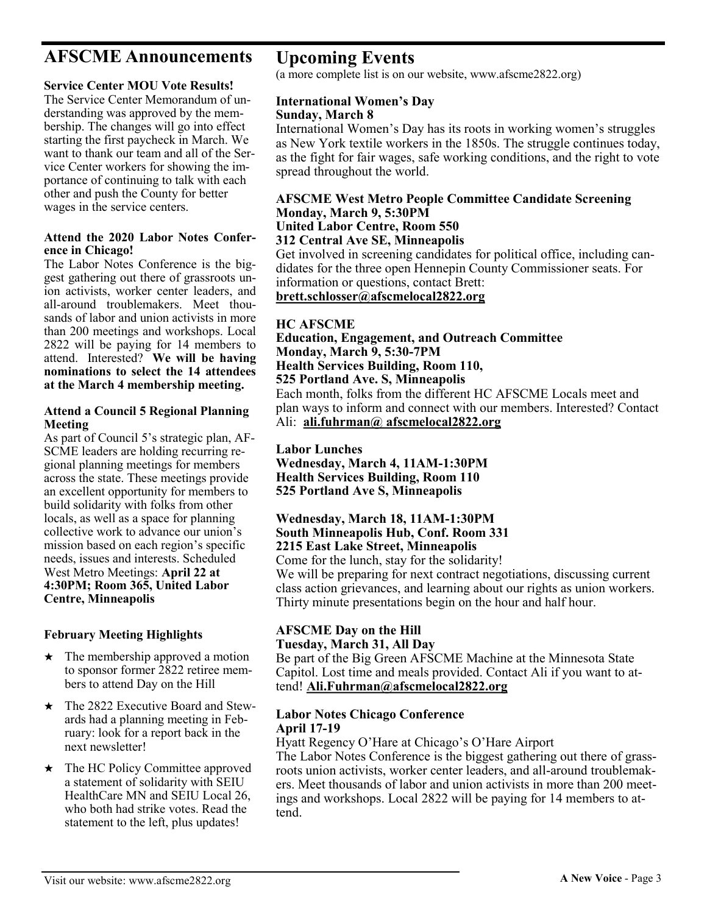## AFSCME Announcements

**Service Center MOU Vote Results!**

The Service Center Memorandum of understanding was approved by the membership. The changes will go into effect starting the first paycheck in March. We want to thank our team and all of the Service Center workers for showing the importance of continuing to talk with each other and push the County for better wages in the service centers.

**Attend the 2020 Labor Notes Conference in Chicago!**

The Labor Notes Conference is the biggest gathering out there of grassroots union activists, worker center leaders, and all-around troublemakers. Meet thousands of labor and union activists in more than 200 meetings and workshops. Local 2822 will be paying for 14 members to attend. Interested? **We will be having nominations to select the 14 attendees at the March 4 membership meeting.**

**Attend a Council 5 Regional Planning Meeting**

As part of Council 5's strategic plan, AFSCME leaders are holding recurring regional planning meetings for members across the state. These meetings provide an excellent opportunity for members to build solidarity with folks from other locals, as well as a space for planning collective work to advance our union's mission based on each region's specific needs, issues and interests. Scheduled West Metro Meetings: **April 22 at 4:30PM; Room 365, United Labor Centre, Minneapolis**

**February Meeting Highlights**

- The membership approved a motion to sponsor former 2822 retiree members to attend Day on the Hill
- The 2822 Executive Board and Stewards had a planning meeting in February: look for a report back in the next newsletter!
- The HC Policy Committee approved a statement of solidarity with SEIU HealthCare MN and SEIU Local 26, who both had strike votes. Read the statement to the left, plus updates!

## Upcoming Events

(a more complete list is on our website, www.afscme2822.org)

**International Women's Day**
**Sunday, March 8**

International Women's Day has its roots in working women's struggles as New York textile workers in the 1850s. The struggle continues today, as the fight for fair wages, safe working conditions, and the right to vote spread throughout the world.

**AFSCME West Metro People Committee Candidate Screening**
**Monday, March 9, 5:30PM**
**United Labor Centre, Room 550**
**312 Central Ave SE, Minneapolis**

Get involved in screening candidates for political office, including candidates for the three open Hennepin County Commissioner seats. For information or questions, contact Brett: **brett.schlosser@afscmelocal2822.org**

**HC AFSCME**
**Education, Engagement, and Outreach Committee**
**Monday, March 9, 5:30-7PM**
**Health Services Building, Room 110,**
**525 Portland Ave. S, Minneapolis**

Each month, folks from the different HC AFSCME Locals meet and plan ways to inform and connect with our members. Interested? Contact Ali: **ali.fuhrman@ afscmelocal2822.org**

**Labor Lunches**
**Wednesday, March 4, 11AM-1:30PM**
**Health Services Building, Room 110**
**525 Portland Ave S, Minneapolis**

**Wednesday, March 18, 11AM-1:30PM**
**South Minneapolis Hub, Conf. Room 331**
**2215 East Lake Street, Minneapolis**

Come for the lunch, stay for the solidarity!
We will be preparing for next contract negotiations, discussing current class action grievances, and learning about our rights as union workers. Thirty minute presentations begin on the hour and half hour.

**AFSCME Day on the Hill**
**Tuesday, March 31, All Day**

Be part of the Big Green AFSCME Machine at the Minnesota State Capitol. Lost time and meals provided. Contact Ali if you want to attend! **Ali.Fuhrman@afscmelocal2822.org**

**Labor Notes Chicago Conference**
**April 17-19**

Hyatt Regency O'Hare at Chicago's O'Hare Airport
The Labor Notes Conference is the biggest gathering out there of grassroots union activists, worker center leaders, and all-around troublemakers. Meet thousands of labor and union activists in more than 200 meetings and workshops. Local 2822 will be paying for 14 members to attend.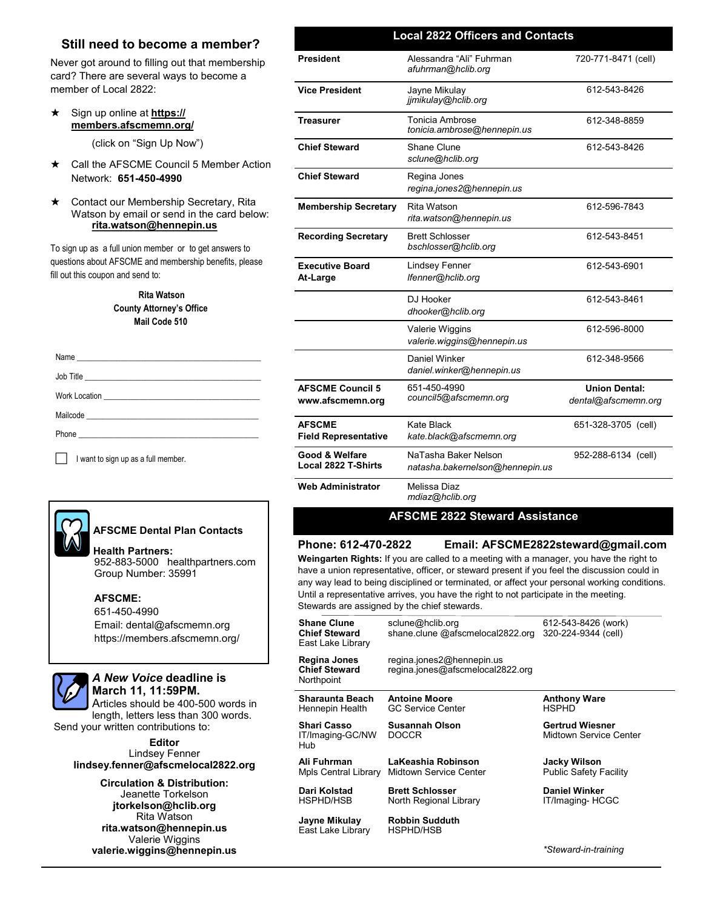## Still need to become a member?

Never got around to filling out that membership card? There are several ways to become a member of Local 2822:

- ★ Sign up online at **https://members.afscmemn.org/**

  (click on "Sign Up Now")

- ★ Call the AFSCME Council 5 Member Action Network: **651-450-4990**

- ★ Contact our Membership Secretary, Rita Watson by email or send in the card below: **rita.watson@hennepin.us**

To sign up as a full union member or to get answers to questions about AFSCME and membership benefits, please fill out this coupon and send to:

**Rita Watson**
**County Attorney's Office**
**Mail Code 510**

Name ______________________________

Job Title ______________________________

Work Location ______________________________

Mailcode ______________________________

Phone ______________________________

☐ I want to sign up as a full member.

### AFSCME Dental Plan Contacts

**Health Partners:**
952-883-5000 healthpartners.com
Group Number: 35991

**AFSCME:**
651-450-4990
Email: dental@afscmemn.org
https://members.afscmemn.org/

***A New Voice* deadline is March 11, 11:59PM.**
Articles should be 400-500 words in length, letters less than 300 words.
Send your written contributions to:

**Editor**
Lindsey Fenner
**lindsey.fenner@afscmelocal2822.org**

**Circulation & Distribution:**
Jeanette Torkelson
**jtorkelson@hclib.org**
Rita Watson
**rita.watson@hennepin.us**
Valerie Wiggins
**valerie.wiggins@hennepin.us**

## Local 2822 Officers and Contacts

| | | |
|---|---|---|
| **President** | Alessandra "Ali" Fuhrman *afuhrman@hclib.org* | 720-771-8471 (cell) |
| **Vice President** | Jayne Mikulay *jjmikulay@hclib.org* | 612-543-8426 |
| **Treasurer** | Tonicia Ambrose *tonicia.ambrose@hennepin.us* | 612-348-8859 |
| **Chief Steward** | Shane Clune *sclune@hclib.org* | 612-543-8426 |
| **Chief Steward** | Regina Jones *regina.jones2@hennepin.us* | |
| **Membership Secretary** | Rita Watson *rita.watson@hennepin.us* | 612-596-7843 |
| **Recording Secretary** | Brett Schlosser *bschlosser@hclib.org* | 612-543-8451 |
| **Executive Board At-Large** | Lindsey Fenner *lfenner@hclib.org* | 612-543-6901 |
| | DJ Hooker *dhooker@hclib.org* | 612-543-8461 |
| | Valerie Wiggins *valerie.wiggins@hennepin.us* | 612-596-8000 |
| | Daniel Winker *daniel.winker@hennepin.us* | 612-348-9566 |
| **AFSCME Council 5 www.afscmemn.org** | 651-450-4990 *council5@afscmemn.org* | **Union Dental:** *dental@afscmemn.org* |
| **AFSCME Field Representative** | Kate Black *kate.black@afscmemn.org* | 651-328-3705 (cell) |
| **Good & Welfare Local 2822 T-Shirts** | NaTasha Baker Nelson *natasha.bakernelson@hennepin.us* | 952-288-6134 (cell) |
| **Web Administrator** | Melissa Diaz *mdiaz@hclib.org* | |

## AFSCME 2822 Steward Assistance

**Phone: 612-470-2822** **Email: AFSCME2822steward@gmail.com**

**Weingarten Rights:** If you are called to a meeting with a manager, you have the right to have a union representative, officer, or steward present if you feel the discussion could in any way lead to being disciplined or terminated, or affect your personal working conditions. Until a representative arrives, you have the right to not participate in the meeting. Stewards are assigned by the chief stewards.

| | | |
|---|---|---|
| **Shane Clune** **Chief Steward** East Lake Library | sclune@hclib.org shane.clune @afscmelocal2822.org | 612-543-8426 (work) 320-224-9334 (cell) |
| **Regina Jones** **Chief Steward** Northpoint | regina.jones2@hennepin.us regina.jones@afscmelocal2822.org | |

| | | |
|---|---|---|
| **Sharaunta Beach** Hennepin Health | **Antoine Moore** GC Service Center | **Anthony Ware** HSPHD |
| **Shari Casso** IT/Imaging-GC/NW Hub | **Susannah Olson** DOCCR | **Gertrud Wiesner** Midtown Service Center |
| **Ali Fuhrman** Mpls Central Library | **LaKeashia Robinson** Midtown Service Center | **Jacky Wilson** Public Safety Facility |
| **Dari Kolstad** HSPHD/HSB | **Brett Schlosser** North Regional Library | **Daniel Winker** IT/Imaging- HCGC |
| **Jayne Mikulay** East Lake Library | **Robbin Sudduth** HSPHD/HSB | |

*\*Steward-in-training*